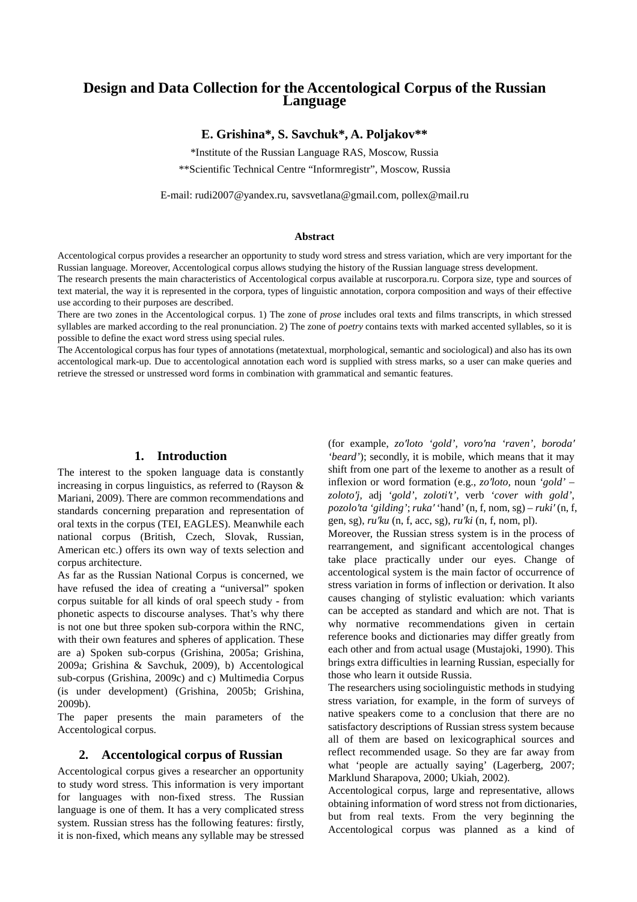# Design and Data Collection for the Accentological Corpus of the Russian Language

**E. Grishina\*, S. Savchuk\*, A. Poljakov\*\***

\*Institute of the Russian Language RAS, Moscow, Russia

\*\*Scientific Technical Centre "Informregistr", Moscow, Russia

E-mail: rudi2007@yandex.ru, savsvetlana@gmail.com, pollex@mail.ru

### Abstract

Accentological corpus provides a researcher an opportunity to study word stress and stress variation, which are very important for the Russian language. Moreover, Accentological corpus allows studying the history of the Russian language stress development.

The research presents the main characteristics of Accentological corpus available at ruscorpora.ru. Corpora size, type and sources of text material, the way it is represented in the corpora, types of linguistic annotation, corpora composition and ways of their effective use according to their purposes are described.

There are two zones in the Accentological corpus. 1) The zone of *prose* includes oral texts and films transcripts, in which stressed syllables are marked according to the real pronunciation. 2) The zone of *poetry* contains texts with marked accented syllables, so it is possible to define the exact word stress using special rules.

The Accentological corpus has four types of annotations (metatextual, morphological, semantic and sociological) and also has its own accentological mark-up. Due to accentological annotation each word is supplied with stress marks, so a user can make queries and retrieve the stressed or unstressed word forms in combination with grammatical and semantic features.

## 1. Introduction

The interest to the spoken language data is constantly increasing in corpus linguistics, as referred to (Rayson & Mariani, 2009). There are common recommendations and standards concerning preparation and representation of oral texts in the corpus (TEI, EAGLES). Meanwhile each national corpus (British, Czech, Slovak, Russian, American etc.) offers its own way of texts selection and corpus architecture.

As far as the Russian National Corpus is concerned, we have refused the idea of creating a "universal" spoken corpus suitable for all kinds of oral speech study - from phonetic aspects to discourse analyses. That's why there is not one but three spoken sub-corpora within the RNC, with their own features and spheres of application. These are a) Spoken sub-corpus (Grishina, 2005a; Grishina, 2009a; Grishina & Savchuk, 2009), b) Accentological sub-corpus (Grishina, 2009c) and c) Multimedia Corpus (is under development) (Grishina, 2005b; Grishina, 2009b).

The paper presents the main parameters of the Accentological corpus.

## 2. Accentological corpus of Russian

Accentological corpus gives a researcher an opportunity to study word stress. This information is very important for languages with non-fixed stress. The Russian language is one of them. It has a very complicated stress system. Russian stress has the following features: firstly, it is non-fixed, which means any syllable may be stressed (for example, *zo'loto 'gold'*, *voro'na 'raven'*, *boroda' 'beard'*); secondly, it is mobile, which means that it may shift from one part of the lexeme to another as a result of inflexion or word formation (e.g., *zo'loto*, noun *'gold'* – *zoloto'j*, adj *'gold'*, *zoloti't'*, verb *'cover with gold'*, *pozolo'ta 'gilding'*; *ruka'* 'hand' (n, f, nom, sg) – *ruki'* (n, f, gen, sg), *ru'ku* (n, f, acc, sg), *ru'ki* (n, f, nom, pl).

Moreover, the Russian stress system is in the process of rearrangement, and significant accentological changes take place practically under our eyes. Change of accentological system is the main factor of occurrence of stress variation in forms of inflection or derivation. It also causes changing of stylistic evaluation: which variants can be accepted as standard and which are not. That is why normative recommendations given in certain reference books and dictionaries may differ greatly from each other and from actual usage (Mustajoki, 1990). This brings extra difficulties in learning Russian, especially for those who learn it outside Russia.

The researchers using sociolinguistic methods in studying stress variation, for example, in the form of surveys of native speakers come to a conclusion that there are no satisfactory descriptions of Russian stress system because all of them are based on lexicographical sources and reflect recommended usage. So they are far away from what 'people are actually saying' (Lagerberg, 2007; Marklund Sharapova, 2000; Ukiah, 2002).

Accentological corpus, large and representative, allows obtaining information of word stress not from dictionaries, but from real texts. From the very beginning the Accentological corpus was planned as a kind of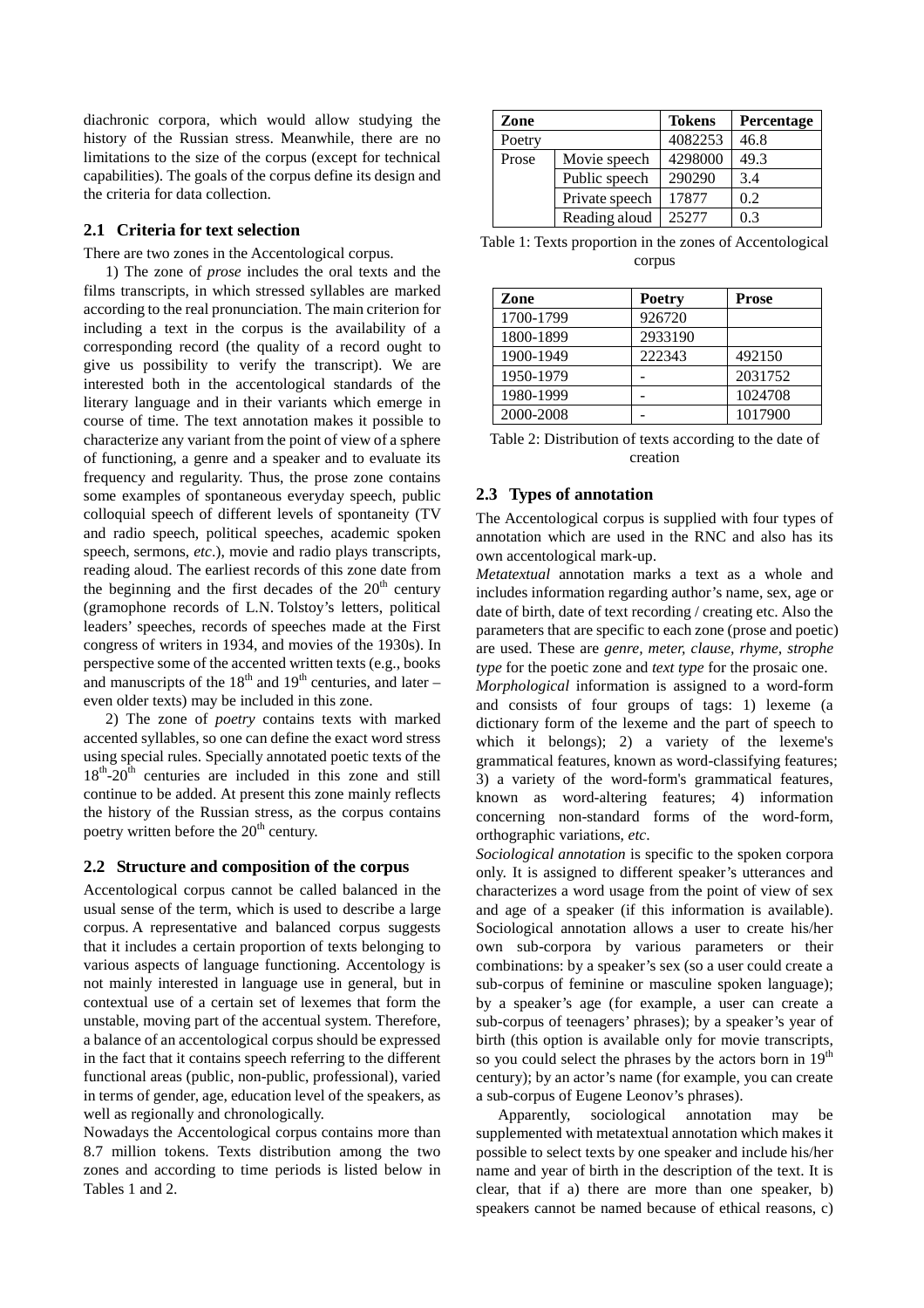diachronic corpora, which would allow studying the history of the Russian stress. Meanwhile, there are no limitations to the size of the corpus (except for technical capabilities). The goals of the corpus define its design and the criteria for data collection.

### 2.1 Criteria for text selection

There are two zones in the Accentological corpus.

1) The zone of *prose* includes the oral texts and the films transcripts, in which stressed syllables are marked according to the real pronunciation. The main criterion for including a text in the corpus is the availability of a corresponding record (the quality of a record ought to give us possibility to verify the transcript). We are interested both in the accentological standards of the literary language and in their variants which emerge in course of time. The text annotation makes it possible to characterize any variant from the point of view of a sphere of functioning, a genre and a speaker and to evaluate its frequency and regularity. Thus, the prose zone contains some examples of spontaneous everyday speech, public colloquial speech of different levels of spontaneity (TV and radio speech, political speeches, academic spoken speech, sermons, *etc*.), movie and radio plays transcripts, reading aloud. The earliest records of this zone date from the beginning and the first decades of the 20th century (gramophone records of L.N. Tolstoy's letters, political leaders' speeches, records of speeches made at the First congress of writers in 1934, and movies of the 1930s). In perspective some of the accented written texts (e.g., books and manuscripts of the 18th and 19th centuries, and later – even older texts) may be included in this zone.

2) The zone of *poetry* contains texts with marked accented syllables, so one can define the exact word stress using special rules. Specially annotated poetic texts of the 18th-20th centuries are included in this zone and still continue to be added. At present this zone mainly reflects the history of the Russian stress, as the corpus contains poetry written before the 20th century.

### 2.2 Structure and composition of the corpus

Accentological corpus cannot be called balanced in the usual sense of the term, which is used to describe a large corpus. A representative and balanced corpus suggests that it includes a certain proportion of texts belonging to various aspects of language functioning. Accentology is not mainly interested in language use in general, but in contextual use of a certain set of lexemes that form the unstable, moving part of the accentual system. Therefore, a balance of an accentological corpus should be expressed in the fact that it contains speech referring to the different functional areas (public, non-public, professional), varied in terms of gender, age, education level of the speakers, as well as regionally and chronologically.

Nowadays the Accentological corpus contains more than 8.7 million tokens. Texts distribution among the two zones and according to time periods is listed below in Tables 1 and 2.

| Zone | | Tokens | Percentage |
|---|---|---|---|
| Poetry | | 4082253 | 46.8 |
| Prose | Movie speech | 4298000 | 49.3 |
| | Public speech | 290290 | 3.4 |
| | Private speech | 17877 | 0.2 |
| | Reading aloud | 25277 | 0.3 |

Table 1: Texts proportion in the zones of Accentological corpus

| Zone | Poetry | Prose |
|---|---|---|
| 1700-1799 | 926720 | |
| 1800-1899 | 2933190 | |
| 1900-1949 | 222343 | 492150 |
| 1950-1979 | - | 2031752 |
| 1980-1999 | - | 1024708 |
| 2000-2008 | - | 1017900 |

Table 2: Distribution of texts according to the date of creation

### 2.3 Types of annotation

The Accentological corpus is supplied with four types of annotation which are used in the RNC and also has its own accentological mark-up.

*Metatextual* annotation marks a text as a whole and includes information regarding author's name, sex, age or date of birth, date of text recording / creating etc. Also the parameters that are specific to each zone (prose and poetic) are used. These are *genre, meter, clause, rhyme, strophe type* for the poetic zone and *text type* for the prosaic one.

*Morphological* information is assigned to a word-form and consists of four groups of tags: 1) lexeme (a dictionary form of the lexeme and the part of speech to which it belongs); 2) a variety of the lexeme's grammatical features, known as word-classifying features; 3) a variety of the word-form's grammatical features, known as word-altering features; 4) information concerning non-standard forms of the word-form, orthographic variations, *etc*.

*Sociological annotation* is specific to the spoken corpora only. It is assigned to different speaker's utterances and characterizes a word usage from the point of view of sex and age of a speaker (if this information is available). Sociological annotation allows a user to create his/her own sub-corpora by various parameters or their combinations: by a speaker's sex (so a user could create a sub-corpus of feminine or masculine spoken language); by a speaker's age (for example, a user can create a sub-corpus of teenagers' phrases); by a speaker's year of birth (this option is available only for movie transcripts, so you could select the phrases by the actors born in 19th century); by an actor's name (for example, you can create a sub-corpus of Eugene Leonov's phrases).

Apparently, sociological annotation may be supplemented with metatextual annotation which makes it possible to select texts by one speaker and include his/her name and year of birth in the description of the text. It is clear, that if a) there are more than one speaker, b) speakers cannot be named because of ethical reasons, c)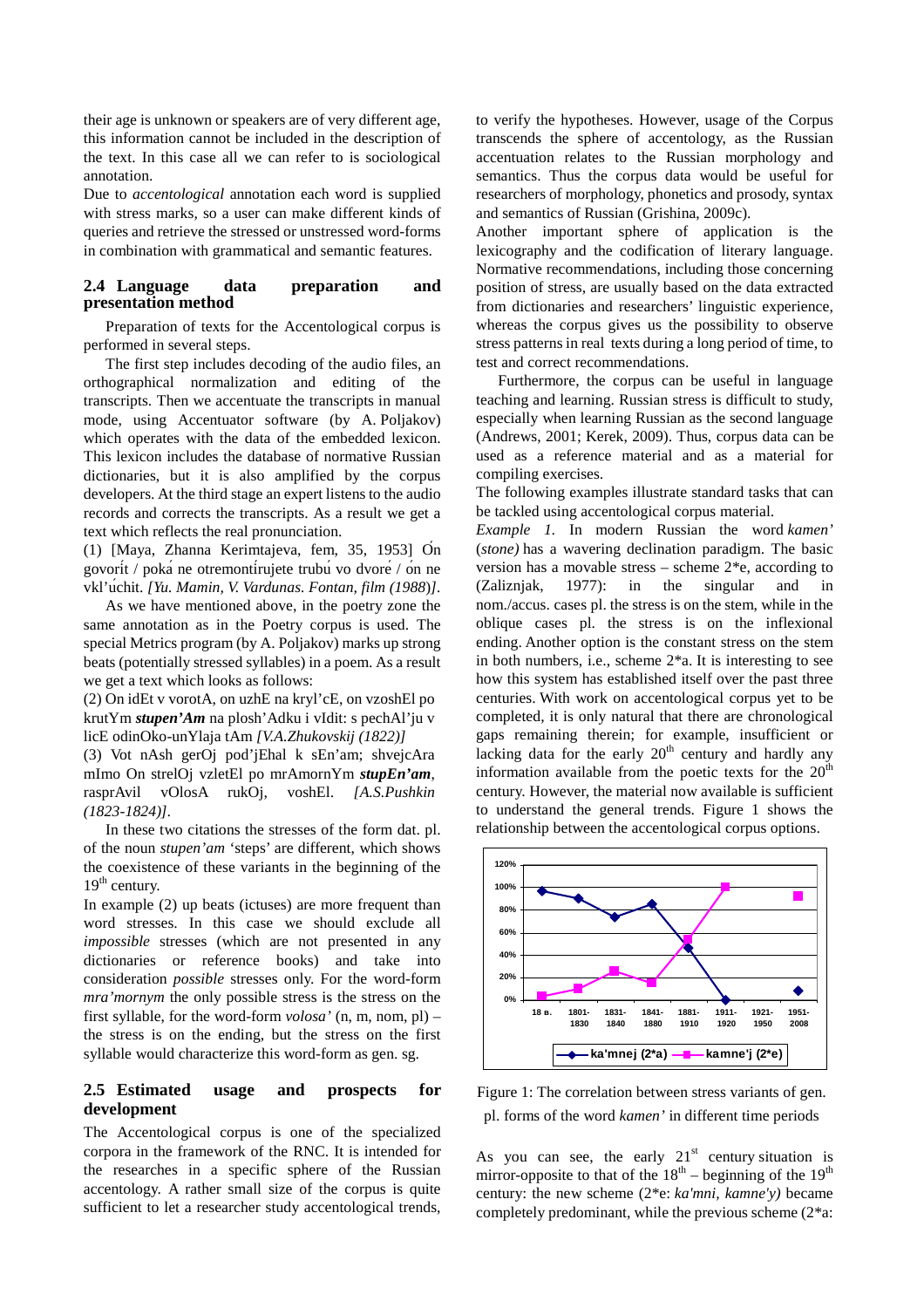their age is unknown or speakers are of very different age, this information cannot be included in the description of the text. In this case all we can refer to is sociological annotation.

Due to *accentological* annotation each word is supplied with stress marks, so a user can make different kinds of queries and retrieve the stressed or unstressed word-forms in combination with grammatical and semantic features.

## 2.4 Language data preparation and presentation method

Preparation of texts for the Accentological corpus is performed in several steps.

The first step includes decoding of the audio files, an orthographical normalization and editing of the transcripts. Then we accentuate the transcripts in manual mode, using Accentuator software (by A. Poljakov) which operates with the data of the embedded lexicon. This lexicon includes the database of normative Russian dictionaries, but it is also amplified by the corpus developers. At the third stage an expert listens to the audio records and corrects the transcripts. As a result we get a text which reflects the real pronunciation.

(1) [Maya, Zhanna Kerimtajeva, fem, 35, 1953] О́n govorít / poká ne otremontírujete trubú vo dvoré / ón ne vkl'úchit. *[Yu. Mamin, V. Vardunas. Fontan, film (1988)]*.

As we have mentioned above, in the poetry zone the same annotation as in the Poetry corpus is used. The special Metrics program (by A. Poljakov) marks up strong beats (potentially stressed syllables) in a poem. As a result we get a text which looks as follows:

(2) On idEt v vorotA, on uzhE na kryl'cE, on vzoshEl po krutYm ***stupen'Am*** na plosh'Adku i vIdit: s pechAl'ju v licE odinOko-unYlaja tAm *[V.A.Zhukovskij (1822)]*

(3) Vot nAsh gerOj pod'jEhal k sEn'am; shvejcAra mImo On strelOj vzletEl po mrAmornYm ***stupEn'am***, rasprAvil vOlosA rukOj, voshEl. *[A.S.Pushkin (1823-1824)]*.

In these two citations the stresses of the form dat. pl. of the noun *stupen'am* 'steps' are different, which shows the coexistence of these variants in the beginning of the 19th century.

In example (2) up beats (ictuses) are more frequent than word stresses. In this case we should exclude all *impossible* stresses (which are not presented in any dictionaries or reference books) and take into consideration *possible* stresses only. For the word-form *mra'mornym* the only possible stress is the stress on the first syllable, for the word-form *volosa'* (n, m, nom, pl) – the stress is on the ending, but the stress on the first syllable would characterize this word-form as gen. sg.

## 2.5 Estimated usage and prospects for development

The Accentological corpus is one of the specialized corpora in the framework of the RNC. It is intended for the researches in a specific sphere of the Russian accentology. A rather small size of the corpus is quite sufficient to let a researcher study accentological trends, to verify the hypotheses. However, usage of the Corpus transcends the sphere of accentology, as the Russian accentuation relates to the Russian morphology and semantics. Thus the corpus data would be useful for researchers of morphology, phonetics and prosody, syntax and semantics of Russian (Grishina, 2009c).

Another important sphere of application is the lexicography and the codification of literary language. Normative recommendations, including those concerning position of stress, are usually based on the data extracted from dictionaries and researchers' linguistic experience, whereas the corpus gives us the possibility to observe stress patterns in real texts during a long period of time, to test and correct recommendations.

Furthermore, the corpus can be useful in language teaching and learning. Russian stress is difficult to study, especially when learning Russian as the second language (Andrews, 2001; Kerek, 2009). Thus, corpus data can be used as a reference material and as a material for compiling exercises.

The following examples illustrate standard tasks that can be tackled using accentological corpus material.

*Example 1.* In modern Russian the word *kamen'* (*stone)* has a wavering declination paradigm. The basic version has a movable stress – scheme 2*e, according to (Zaliznjak, 1977): in the singular and in nom./accus. cases pl. the stress is on the stem, while in the oblique cases pl. the stress is on the inflexional ending. Another option is the constant stress on the stem in both numbers, i.e., scheme 2*a. It is interesting to see how this system has established itself over the past three centuries. With work on accentological corpus yet to be completed, it is only natural that there are chronological gaps remaining therein; for example, insufficient or lacking data for the early 20th century and hardly any information available from the poetic texts for the 20th century. However, the material now available is sufficient to understand the general trends. Figure 1 shows the relationship between the accentological corpus options.

Figure 1: The correlation between stress variants of gen. pl. forms of the word *kamen'* in different time periods

As you can see, the early 21st century situation is mirror-opposite to that of the 18th – beginning of the 19th century: the new scheme (2*e: *ka'mni, kamne'y)* became completely predominant, while the previous scheme (2*a: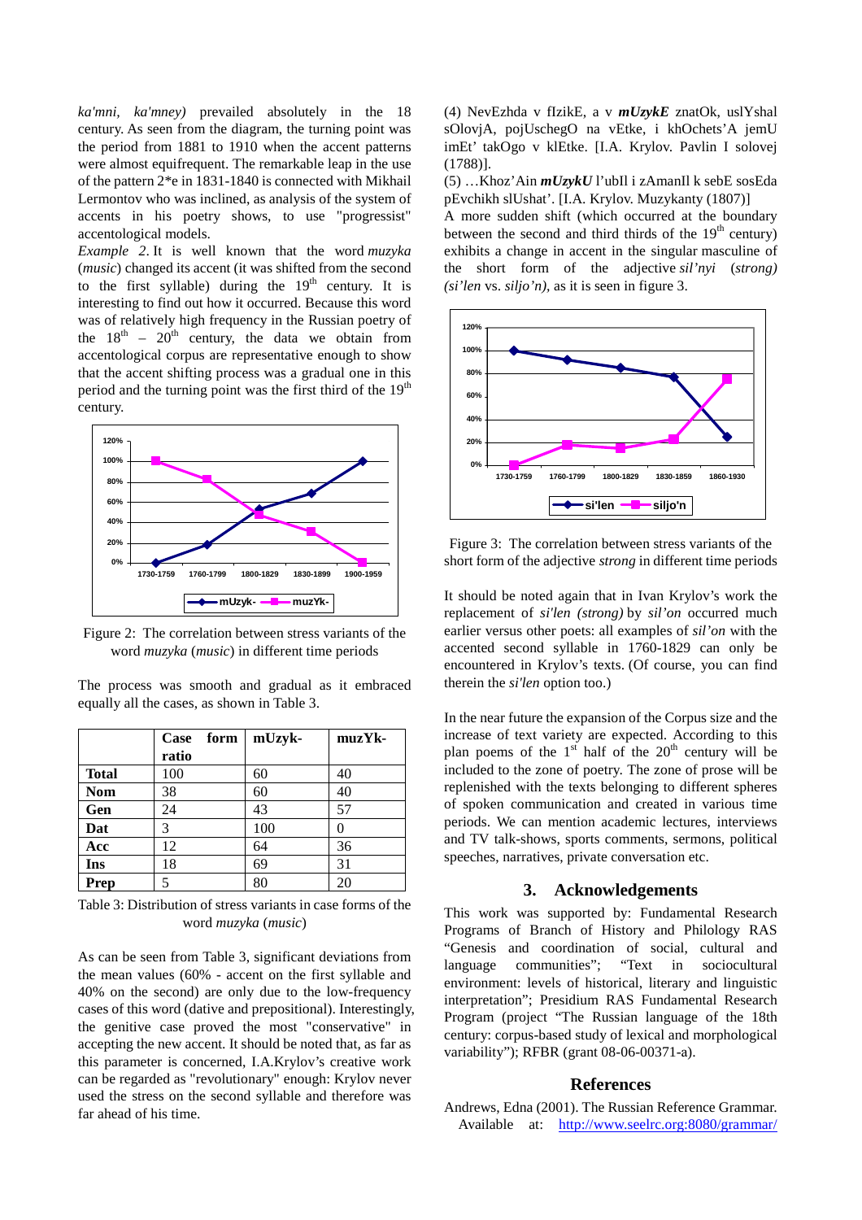ka'mni, ka'mney) prevailed absolutely in the 18 century. As seen from the diagram, the turning point was the period from 1881 to 1910 when the accent patterns were almost equifrequent. The remarkable leap in the use of the pattern 2*e in 1831-1840 is connected with Mikhail Lermontov who was inclined, as analysis of the system of accents in his poetry shows, to use "progressist" accentological models.

*Example 2*. It is well known that the word *muzyka* (*music*) changed its accent (it was shifted from the second to the first syllable) during the 19th century. It is interesting to find out how it occurred. Because this word was of relatively high frequency in the Russian poetry of the 18th – 20th century, the data we obtain from accentological corpus are representative enough to show that the accent shifting process was a gradual one in this period and the turning point was the first third of the 19th century.

Figure 2: The correlation between stress variants of the word *muzyka* (*music*) in different time periods

The process was smooth and gradual as it embraced equally all the cases, as shown in Table 3.

| | Case form ratio | mUzyk- | muzYk- |
|---|---|---|---|
| **Total** | 100 | 60 | 40 |
| **Nom** | 38 | 60 | 40 |
| **Gen** | 24 | 43 | 57 |
| **Dat** | 3 | 100 | 0 |
| **Acc** | 12 | 64 | 36 |
| **Ins** | 18 | 69 | 31 |
| **Prep** | 5 | 80 | 20 |

Table 3: Distribution of stress variants in case forms of the word *muzyka* (*music*)

As can be seen from Table 3, significant deviations from the mean values (60% - accent on the first syllable and 40% on the second) are only due to the low-frequency cases of this word (dative and prepositional). Interestingly, the genitive case proved the most "conservative" in accepting the new accent. It should be noted that, as far as this parameter is concerned, I.A.Krylov's creative work can be regarded as "revolutionary" enough: Krylov never used the stress on the second syllable and therefore was far ahead of his time.

(4) NevEzhda v fIzikE, a v ***mUzykE*** znatOk, uslYshal sOlovjA, pojUschegO na vEtke, i khOchets'A jemU imEt' takOgo v klEtke. [I.A. Krylov. Pavlin I solovej (1788)].

(5) …Khoz'Ain ***mUzykU*** l'ubIl i zAmanIl k sebE sosEda pEvchikh slUshat'. [I.A. Krylov. Muzykanty (1807)]

A more sudden shift (which occurred at the boundary between the second and third thirds of the 19th century) exhibits a change in accent in the singular masculine of the short form of the adjective *sil'nyi* (*strong) (si'len* vs. *siljo'n)*, as it is seen in figure 3.

Figure 3: The correlation between stress variants of the short form of the adjective *strong* in different time periods

It should be noted again that in Ivan Krylov's work the replacement of *si'len (strong)* by *sil'on* occurred much earlier versus other poets: all examples of *sil'on* with the accented second syllable in 1760-1829 can only be encountered in Krylov's texts. (Of course, you can find therein the *si'len* option too.)

In the near future the expansion of the Corpus size and the increase of text variety are expected. According to this plan poems of the 1st half of the 20th century will be included to the zone of poetry. The zone of prose will be replenished with the texts belonging to different spheres of spoken communication and created in various time periods. We can mention academic lectures, interviews and TV talk-shows, sports comments, sermons, political speeches, narratives, private conversation etc.

## 3. Acknowledgements

This work was supported by: Fundamental Research Programs of Branch of History and Philology RAS "Genesis and coordination of social, cultural and language communities"; "Text in sociocultural environment: levels of historical, literary and linguistic interpretation"; Presidium RAS Fundamental Research Program (project "The Russian language of the 18th century: corpus-based study of lexical and morphological variability"); RFBR (grant 08-06-00371-a).

## References

Andrews, Edna (2001). The Russian Reference Grammar. Available at: http://www.seelrc.org:8080/grammar/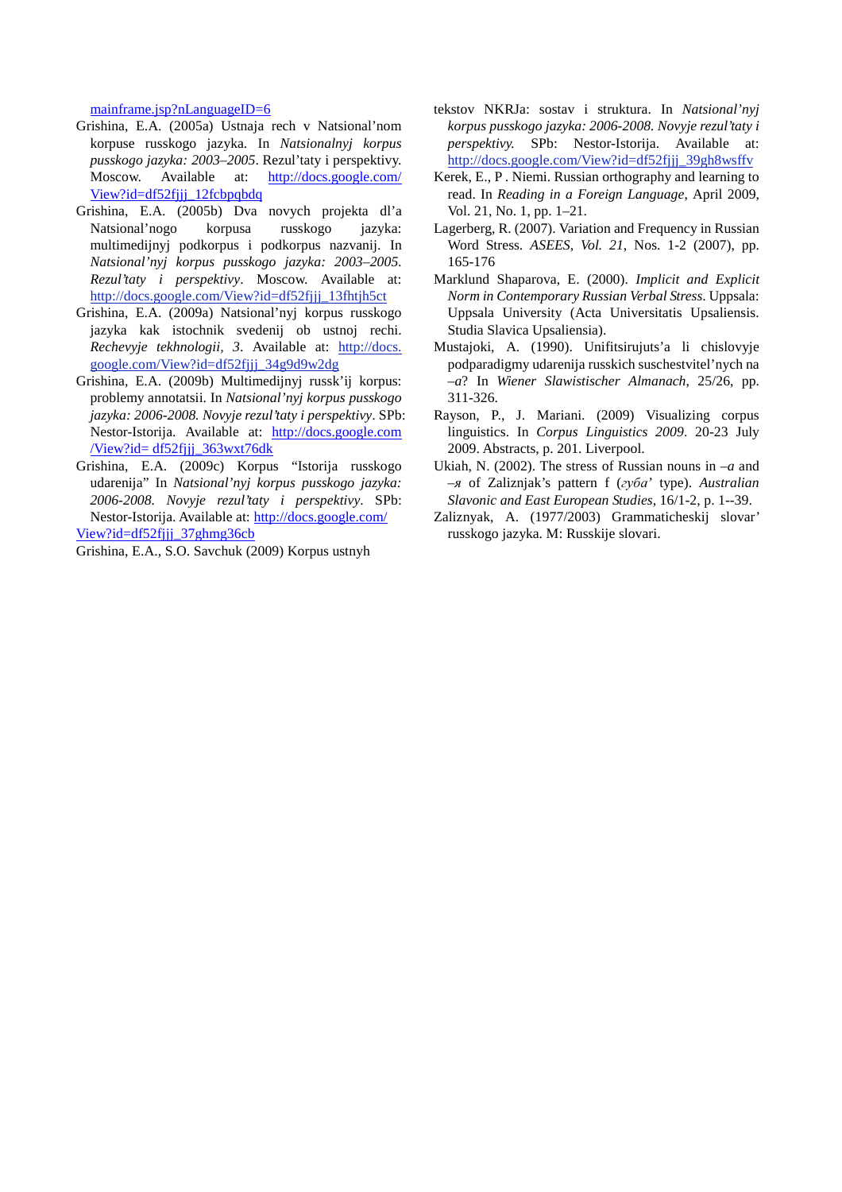mainframe.jsp?nLanguageID=6

Grishina, E.A. (2005a) Ustnaja rech v Natsional'nom korpuse russkogo jazyka. In *Natsionalnyj korpus pusskogo jazyka: 2003–2005*. Rezul'taty i perspektivy. Moscow. Available at: http://docs.google.com/View?id=df52fjjj_12fcbpqbdq

Grishina, E.A. (2005b) Dva novych projekta dl'a Natsional'nogo korpusa russkogo jazyka: multimedijnyj podkorpus i podkorpus nazvanij. In *Natsional'nyj korpus pusskogo jazyka: 2003–2005. Rezul'taty i perspektivy*. Moscow. Available at: http://docs.google.com/View?id=df52fjjj_13fhtjh5ct

Grishina, E.A. (2009a) Natsional'nyj korpus russkogo jazyka kak istochnik svedenij ob ustnoj rechi. *Rechevyje tekhnologii, 3*. Available at: http://docs.google.com/View?id=df52fjjj_34g9d9w2dg

Grishina, E.A. (2009b) Multimedijnyj russk'ij korpus: problemy annotatsii. In *Natsional'nyj korpus pusskogo jazyka: 2006-2008. Novyje rezul'taty i perspektivy*. SPb: Nestor-Istorija. Available at: http://docs.google.com/View?id= df52fjjj_363wxt76dk

Grishina, E.A. (2009c) Korpus "Istorija russkogo udarenija" In *Natsional'nyj korpus pusskogo jazyka: 2006-2008. Novyje rezul'taty i perspektivy*. SPb: Nestor-Istorija. Available at: http://docs.google.com/View?id=df52fjjj_37ghmg36cb

Grishina, E.A., S.O. Savchuk (2009) Korpus ustnyh tekstov NKRJa: sostav i struktura. In *Natsional'nyj korpus pusskogo jazyka: 2006-2008. Novyje rezul'taty i perspektivy.* SPb: Nestor-Istorija. Available at: http://docs.google.com/View?id=df52fjjj_39gh8wsffv

Kerek, E., P . Niemi. Russian orthography and learning to read. In *Reading in a Foreign Language*, April 2009, Vol. 21, No. 1, pp. 1–21.

Lagerberg, R. (2007). Variation and Frequency in Russian Word Stress. *ASEES, Vol. 21*, Nos. 1-2 (2007), pp. 165-176

Marklund Shaparova, E. (2000). *Implicit and Explicit Norm in Contemporary Russian Verbal Stress*. Uppsala: Uppsala University (Acta Universitatis Upsaliensis. Studia Slavica Upsaliensia).

Mustajoki, A. (1990). Unifitsirujuts'a li chislovyje podparadigmy udarenija russkich suschestvitel'nych na *–a*? In *Wiener Slawistischer Almanach*, 25/26, pp. 311-326.

Rayson, P., J. Mariani. (2009) Visualizing corpus linguistics. In *Corpus Linguistics 2009*. 20-23 July 2009. Abstracts, p. 201. Liverpool.

Ukiah, N. (2002). The stress of Russian nouns in *–a* and *–я* of Zaliznjak's pattern f (*губа'* type). *Australian Slavonic and East European Studies*, 16/1-2, p. 1--39.

Zaliznyak, A. (1977/2003) Grammaticheskij slovar' russkogo jazyka. M: Russkije slovari.